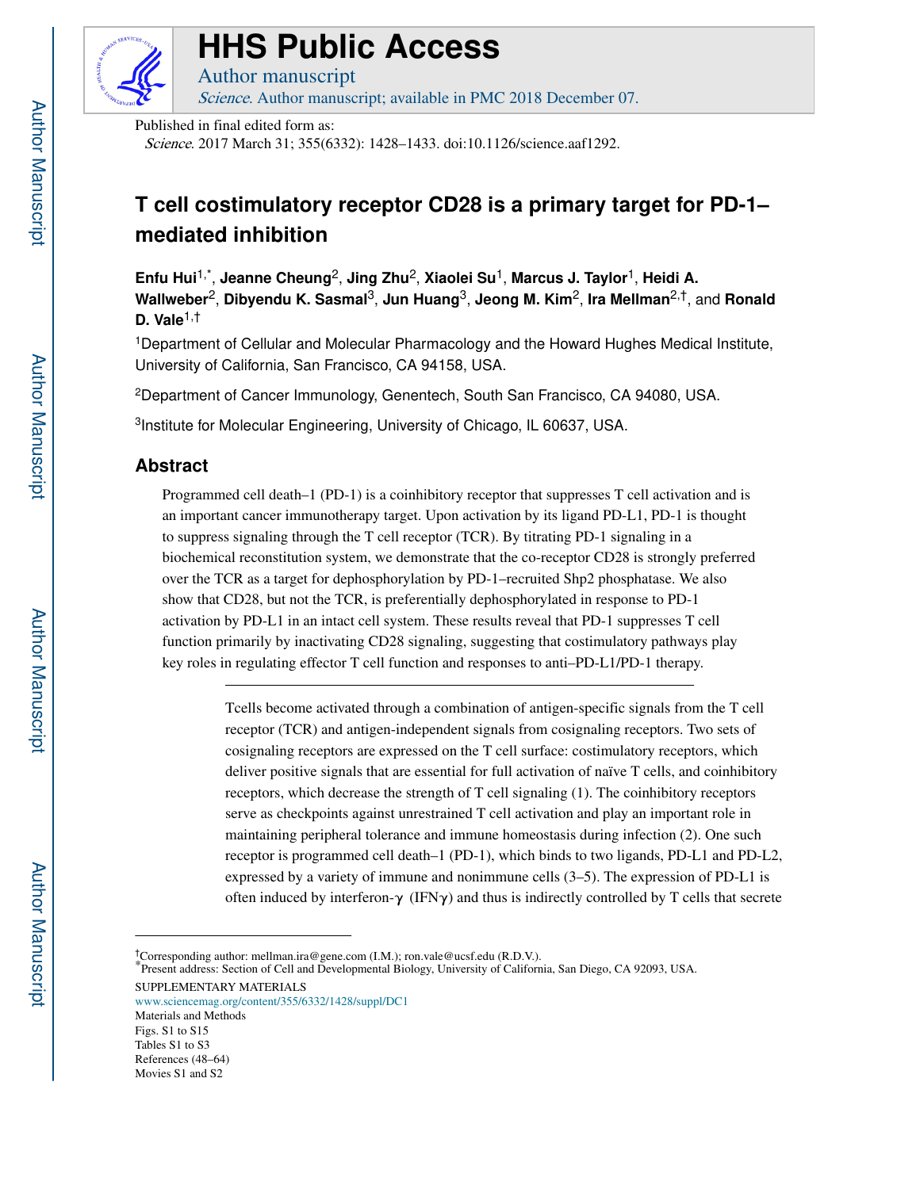# HHS Public Access

Author manuscript

*Science*. Author manuscript; available in PMC 2018 December 07.

Published in final edited form as:

*Science*. 2017 March 31; 355(6332): 1428–1433. doi:10.1126/science.aaf1292.

# T cell costimulatory receptor CD28 is a primary target for PD-1–mediated inhibition

**Enfu Hui**[1,*], **Jeanne Cheung**[2], **Jing Zhu**[2], **Xiaolei Su**[1], **Marcus J. Taylor**[1], **Heidi A. Wallweber**[2], **Dibyendu K. Sasmal**[3], **Jun Huang**[3], **Jeong M. Kim**[2], **Ira Mellman**[2,†], and **Ronald D. Vale**[1,†]

[1]Department of Cellular and Molecular Pharmacology and the Howard Hughes Medical Institute, University of California, San Francisco, CA 94158, USA.

[2]Department of Cancer Immunology, Genentech, South San Francisco, CA 94080, USA.

[3]Institute for Molecular Engineering, University of Chicago, IL 60637, USA.

## Abstract

Programmed cell death–1 (PD-1) is a coinhibitory receptor that suppresses T cell activation and is an important cancer immunotherapy target. Upon activation by its ligand PD-L1, PD-1 is thought to suppress signaling through the T cell receptor (TCR). By titrating PD-1 signaling in a biochemical reconstitution system, we demonstrate that the co-receptor CD28 is strongly preferred over the TCR as a target for dephosphorylation by PD-1–recruited Shp2 phosphatase. We also show that CD28, but not the TCR, is preferentially dephosphorylated in response to PD-1 activation by PD-L1 in an intact cell system. These results reveal that PD-1 suppresses T cell function primarily by inactivating CD28 signaling, suggesting that costimulatory pathways play key roles in regulating effector T cell function and responses to anti–PD-L1/PD-1 therapy.

Tcells become activated through a combination of antigen-specific signals from the T cell receptor (TCR) and antigen-independent signals from cosignaling receptors. Two sets of cosignaling receptors are expressed on the T cell surface: costimulatory receptors, which deliver positive signals that are essential for full activation of naïve T cells, and coinhibitory receptors, which decrease the strength of T cell signaling (1). The coinhibitory receptors serve as checkpoints against unrestrained T cell activation and play an important role in maintaining peripheral tolerance and immune homeostasis during infection (2). One such receptor is programmed cell death–1 (PD-1), which binds to two ligands, PD-L1 and PD-L2, expressed by a variety of immune and nonimmune cells (3–5). The expression of PD-L1 is often induced by interferon-γ (IFNγ) and thus is indirectly controlled by T cells that secrete

†Corresponding author: mellman.ira@gene.com (I.M.); ron.vale@ucsf.edu (R.D.V.).

*Present address: Section of Cell and Developmental Biology, University of California, San Diego, CA 92093, USA.

SUPPLEMENTARY MATERIALS

www.sciencemag.org/content/355/6332/1428/suppl/DC1

Materials and Methods

Figs. S1 to S15

Tables S1 to S3

References (48–64)

Movies S1 and S2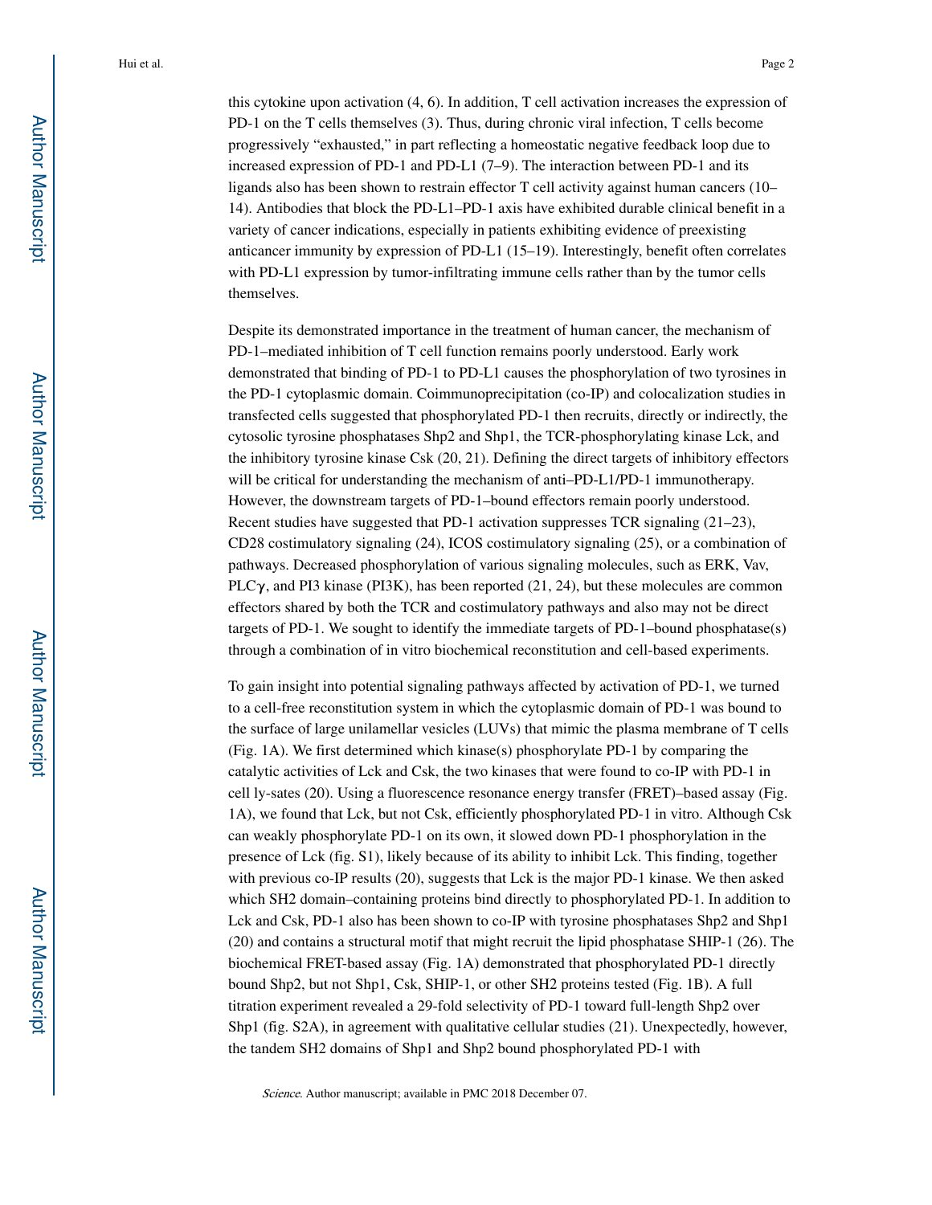this cytokine upon activation (4, 6). In addition, T cell activation increases the expression of PD-1 on the T cells themselves (3). Thus, during chronic viral infection, T cells become progressively "exhausted," in part reflecting a homeostatic negative feedback loop due to increased expression of PD-1 and PD-L1 (7–9). The interaction between PD-1 and its ligands also has been shown to restrain effector T cell activity against human cancers (10–14). Antibodies that block the PD-L1–PD-1 axis have exhibited durable clinical benefit in a variety of cancer indications, especially in patients exhibiting evidence of preexisting anticancer immunity by expression of PD-L1 (15–19). Interestingly, benefit often correlates with PD-L1 expression by tumor-infiltrating immune cells rather than by the tumor cells themselves.

Despite its demonstrated importance in the treatment of human cancer, the mechanism of PD-1–mediated inhibition of T cell function remains poorly understood. Early work demonstrated that binding of PD-1 to PD-L1 causes the phosphorylation of two tyrosines in the PD-1 cytoplasmic domain. Coimmunoprecipitation (co-IP) and colocalization studies in transfected cells suggested that phosphorylated PD-1 then recruits, directly or indirectly, the cytosolic tyrosine phosphatases Shp2 and Shp1, the TCR-phosphorylating kinase Lck, and the inhibitory tyrosine kinase Csk (20, 21). Defining the direct targets of inhibitory effectors will be critical for understanding the mechanism of anti–PD-L1/PD-1 immunotherapy. However, the downstream targets of PD-1–bound effectors remain poorly understood. Recent studies have suggested that PD-1 activation suppresses TCR signaling (21–23), CD28 costimulatory signaling (24), ICOS costimulatory signaling (25), or a combination of pathways. Decreased phosphorylation of various signaling molecules, such as ERK, Vav, PLCγ, and PI3 kinase (PI3K), has been reported (21, 24), but these molecules are common effectors shared by both the TCR and costimulatory pathways and also may not be direct targets of PD-1. We sought to identify the immediate targets of PD-1–bound phosphatase(s) through a combination of in vitro biochemical reconstitution and cell-based experiments.

To gain insight into potential signaling pathways affected by activation of PD-1, we turned to a cell-free reconstitution system in which the cytoplasmic domain of PD-1 was bound to the surface of large unilamellar vesicles (LUVs) that mimic the plasma membrane of T cells (Fig. 1A). We first determined which kinase(s) phosphorylate PD-1 by comparing the catalytic activities of Lck and Csk, the two kinases that were found to co-IP with PD-1 in cell ly-sates (20). Using a fluorescence resonance energy transfer (FRET)–based assay (Fig. 1A), we found that Lck, but not Csk, efficiently phosphorylated PD-1 in vitro. Although Csk can weakly phosphorylate PD-1 on its own, it slowed down PD-1 phosphorylation in the presence of Lck (fig. S1), likely because of its ability to inhibit Lck. This finding, together with previous co-IP results (20), suggests that Lck is the major PD-1 kinase. We then asked which SH2 domain–containing proteins bind directly to phosphorylated PD-1. In addition to Lck and Csk, PD-1 also has been shown to co-IP with tyrosine phosphatases Shp2 and Shp1 (20) and contains a structural motif that might recruit the lipid phosphatase SHIP-1 (26). The biochemical FRET-based assay (Fig. 1A) demonstrated that phosphorylated PD-1 directly bound Shp2, but not Shp1, Csk, SHIP-1, or other SH2 proteins tested (Fig. 1B). A full titration experiment revealed a 29-fold selectivity of PD-1 toward full-length Shp2 over Shp1 (fig. S2A), in agreement with qualitative cellular studies (21). Unexpectedly, however, the tandem SH2 domains of Shp1 and Shp2 bound phosphorylated PD-1 with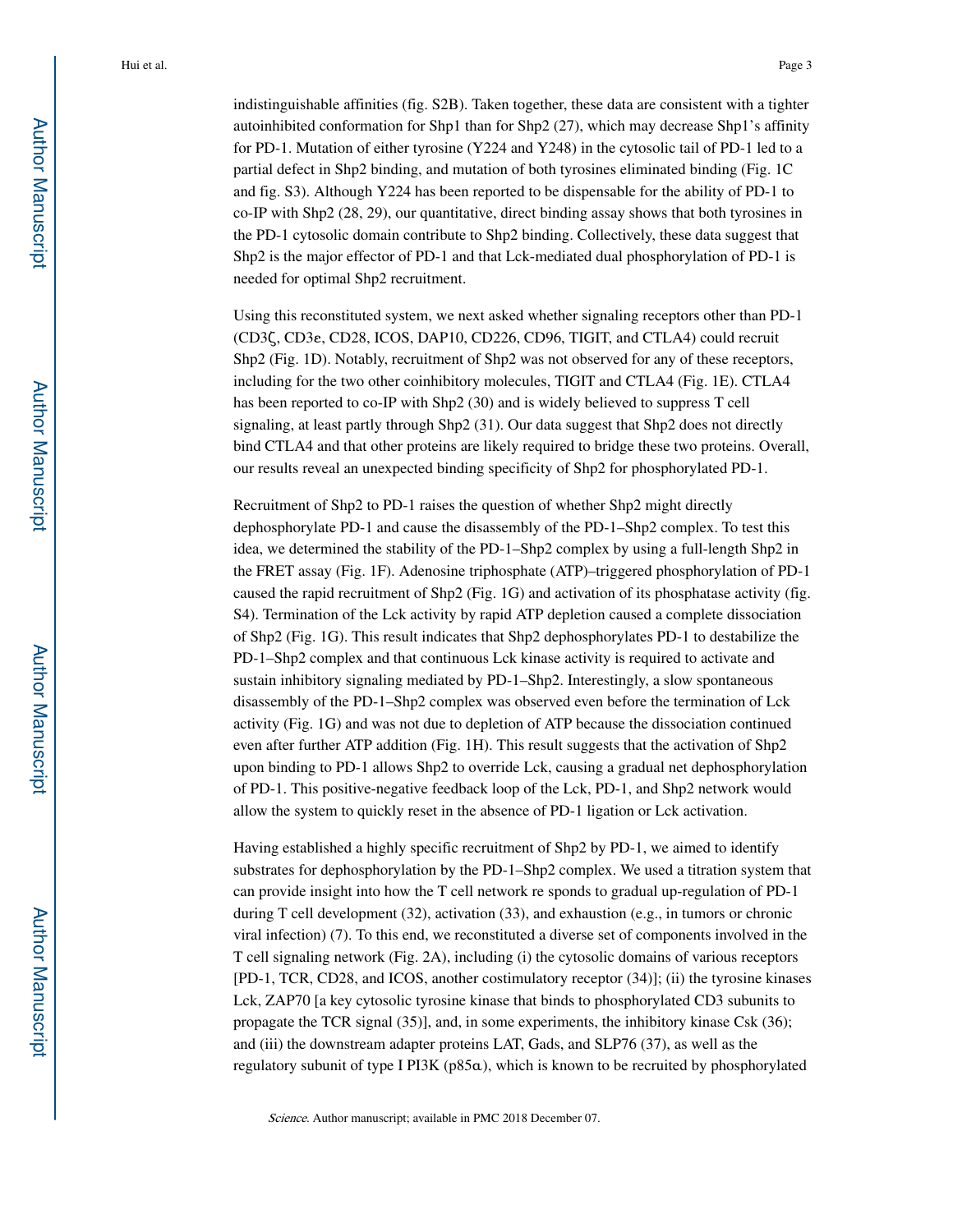indistinguishable affinities (fig. S2B). Taken together, these data are consistent with a tighter autoinhibited conformation for Shp1 than for Shp2 (27), which may decrease Shp1's affinity for PD-1. Mutation of either tyrosine (Y224 and Y248) in the cytosolic tail of PD-1 led to a partial defect in Shp2 binding, and mutation of both tyrosines eliminated binding (Fig. 1C and fig. S3). Although Y224 has been reported to be dispensable for the ability of PD-1 to co-IP with Shp2 (28, 29), our quantitative, direct binding assay shows that both tyrosines in the PD-1 cytosolic domain contribute to Shp2 binding. Collectively, these data suggest that Shp2 is the major effector of PD-1 and that Lck-mediated dual phosphorylation of PD-1 is needed for optimal Shp2 recruitment.

Using this reconstituted system, we next asked whether signaling receptors other than PD-1 (CD3ζ, CD3ε, CD28, ICOS, DAP10, CD226, CD96, TIGIT, and CTLA4) could recruit Shp2 (Fig. 1D). Notably, recruitment of Shp2 was not observed for any of these receptors, including for the two other coinhibitory molecules, TIGIT and CTLA4 (Fig. 1E). CTLA4 has been reported to co-IP with Shp2 (30) and is widely believed to suppress T cell signaling, at least partly through Shp2 (31). Our data suggest that Shp2 does not directly bind CTLA4 and that other proteins are likely required to bridge these two proteins. Overall, our results reveal an unexpected binding specificity of Shp2 for phosphorylated PD-1.

Recruitment of Shp2 to PD-1 raises the question of whether Shp2 might directly dephosphorylate PD-1 and cause the disassembly of the PD-1–Shp2 complex. To test this idea, we determined the stability of the PD-1–Shp2 complex by using a full-length Shp2 in the FRET assay (Fig. 1F). Adenosine triphosphate (ATP)–triggered phosphorylation of PD-1 caused the rapid recruitment of Shp2 (Fig. 1G) and activation of its phosphatase activity (fig. S4). Termination of the Lck activity by rapid ATP depletion caused a complete dissociation of Shp2 (Fig. 1G). This result indicates that Shp2 dephosphorylates PD-1 to destabilize the PD-1–Shp2 complex and that continuous Lck kinase activity is required to activate and sustain inhibitory signaling mediated by PD-1–Shp2. Interestingly, a slow spontaneous disassembly of the PD-1–Shp2 complex was observed even before the termination of Lck activity (Fig. 1G) and was not due to depletion of ATP because the dissociation continued even after further ATP addition (Fig. 1H). This result suggests that the activation of Shp2 upon binding to PD-1 allows Shp2 to override Lck, causing a gradual net dephosphorylation of PD-1. This positive-negative feedback loop of the Lck, PD-1, and Shp2 network would allow the system to quickly reset in the absence of PD-1 ligation or Lck activation.

Having established a highly specific recruitment of Shp2 by PD-1, we aimed to identify substrates for dephosphorylation by the PD-1–Shp2 complex. We used a titration system that can provide insight into how the T cell network re sponds to gradual up-regulation of PD-1 during T cell development (32), activation (33), and exhaustion (e.g., in tumors or chronic viral infection) (7). To this end, we reconstituted a diverse set of components involved in the T cell signaling network (Fig. 2A), including (i) the cytosolic domains of various receptors [PD-1, TCR, CD28, and ICOS, another costimulatory receptor (34)]; (ii) the tyrosine kinases Lck, ZAP70 [a key cytosolic tyrosine kinase that binds to phosphorylated CD3 subunits to propagate the TCR signal (35)], and, in some experiments, the inhibitory kinase Csk (36); and (iii) the downstream adapter proteins LAT, Gads, and SLP76 (37), as well as the regulatory subunit of type I PI3K (p85α), which is known to be recruited by phosphorylated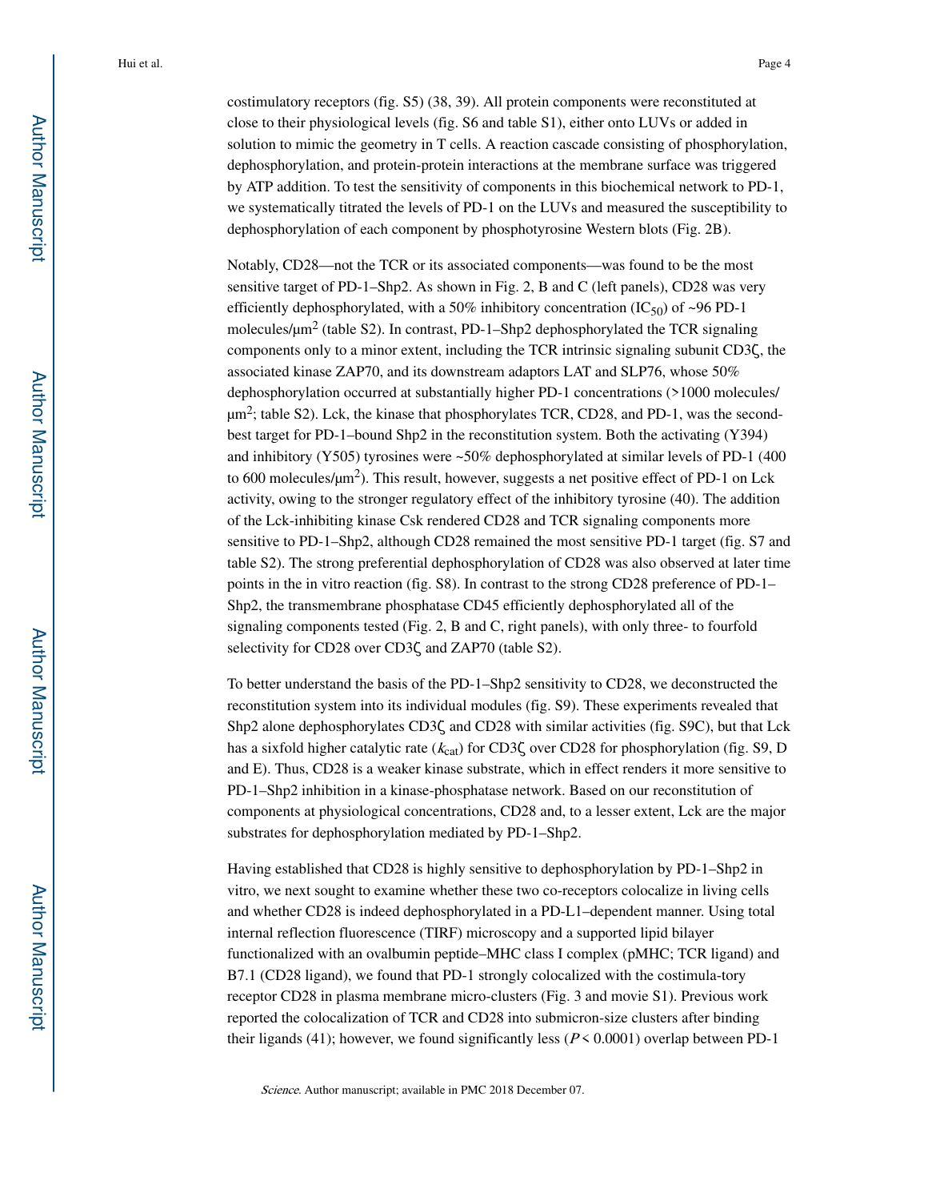costimulatory receptors (fig. S5) (38, 39). All protein components were reconstituted at close to their physiological levels (fig. S6 and table S1), either onto LUVs or added in solution to mimic the geometry in T cells. A reaction cascade consisting of phosphorylation, dephosphorylation, and protein-protein interactions at the membrane surface was triggered by ATP addition. To test the sensitivity of components in this biochemical network to PD-1, we systematically titrated the levels of PD-1 on the LUVs and measured the susceptibility to dephosphorylation of each component by phosphotyrosine Western blots (Fig. 2B).

Notably, CD28—not the TCR or its associated components—was found to be the most sensitive target of PD-1–Shp2. As shown in Fig. 2, B and C (left panels), CD28 was very efficiently dephosphorylated, with a 50% inhibitory concentration ($IC_{50}$) of ~96 PD-1 molecules/$\mu m^2$ (table S2). In contrast, PD-1–Shp2 dephosphorylated the TCR signaling components only to a minor extent, including the TCR intrinsic signaling subunit CD3ζ, the associated kinase ZAP70, and its downstream adaptors LAT and SLP76, whose 50% dephosphorylation occurred at substantially higher PD-1 concentrations (>1000 molecules/$\mu m^2$; table S2). Lck, the kinase that phosphorylates TCR, CD28, and PD-1, was the second-best target for PD-1–bound Shp2 in the reconstitution system. Both the activating (Y394) and inhibitory (Y505) tyrosines were ~50% dephosphorylated at similar levels of PD-1 (400 to 600 molecules/$\mu m^2$). This result, however, suggests a net positive effect of PD-1 on Lck activity, owing to the stronger regulatory effect of the inhibitory tyrosine (40). The addition of the Lck-inhibiting kinase Csk rendered CD28 and TCR signaling components more sensitive to PD-1–Shp2, although CD28 remained the most sensitive PD-1 target (fig. S7 and table S2). The strong preferential dephosphorylation of CD28 was also observed at later time points in the in vitro reaction (fig. S8). In contrast to the strong CD28 preference of PD-1–Shp2, the transmembrane phosphatase CD45 efficiently dephosphorylated all of the signaling components tested (Fig. 2, B and C, right panels), with only three- to fourfold selectivity for CD28 over CD3ζ and ZAP70 (table S2).

To better understand the basis of the PD-1–Shp2 sensitivity to CD28, we deconstructed the reconstitution system into its individual modules (fig. S9). These experiments revealed that Shp2 alone dephosphorylates CD3ζ and CD28 with similar activities (fig. S9C), but that Lck has a sixfold higher catalytic rate ($k_{cat}$) for CD3ζ over CD28 for phosphorylation (fig. S9, D and E). Thus, CD28 is a weaker kinase substrate, which in effect renders it more sensitive to PD-1–Shp2 inhibition in a kinase-phosphatase network. Based on our reconstitution of components at physiological concentrations, CD28 and, to a lesser extent, Lck are the major substrates for dephosphorylation mediated by PD-1–Shp2.

Having established that CD28 is highly sensitive to dephosphorylation by PD-1–Shp2 in vitro, we next sought to examine whether these two co-receptors colocalize in living cells and whether CD28 is indeed dephosphorylated in a PD-L1–dependent manner. Using total internal reflection fluorescence (TIRF) microscopy and a supported lipid bilayer functionalized with an ovalbumin peptide–MHC class I complex (pMHC; TCR ligand) and B7.1 (CD28 ligand), we found that PD-1 strongly colocalized with the costimula-tory receptor CD28 in plasma membrane micro-clusters (Fig. 3 and movie S1). Previous work reported the colocalization of TCR and CD28 into submicron-size clusters after binding their ligands (41); however, we found significantly less ($P < 0.0001$) overlap between PD-1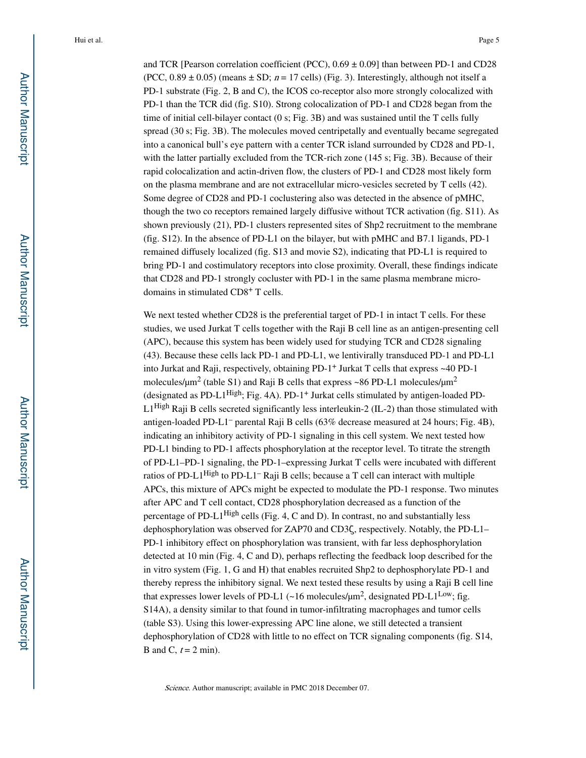and TCR [Pearson correlation coefficient (PCC), $0.69 \pm 0.09$] than between PD-1 and CD28 (PCC, $0.89 \pm 0.05$) (means ± SD; $n = 17$ cells) (Fig. 3). Interestingly, although not itself a PD-1 substrate (Fig. 2, B and C), the ICOS co-receptor also more strongly colocalized with PD-1 than the TCR did (fig. S10). Strong colocalization of PD-1 and CD28 began from the time of initial cell-bilayer contact (0 s; Fig. 3B) and was sustained until the T cells fully spread (30 s; Fig. 3B). The molecules moved centripetally and eventually became segregated into a canonical bull's eye pattern with a center TCR island surrounded by CD28 and PD-1, with the latter partially excluded from the TCR-rich zone (145 s; Fig. 3B). Because of their rapid colocalization and actin-driven flow, the clusters of PD-1 and CD28 most likely form on the plasma membrane and are not extracellular micro-vesicles secreted by T cells (42). Some degree of CD28 and PD-1 coclustering also was detected in the absence of pMHC, though the two co receptors remained largely diffusive without TCR activation (fig. S11). As shown previously (21), PD-1 clusters represented sites of Shp2 recruitment to the membrane (fig. S12). In the absence of PD-L1 on the bilayer, but with pMHC and B7.1 ligands, PD-1 remained diffusely localized (fig. S13 and movie S2), indicating that PD-L1 is required to bring PD-1 and costimulatory receptors into close proximity. Overall, these findings indicate that CD28 and PD-1 strongly cocluster with PD-1 in the same plasma membrane micro-domains in stimulated $CD8^+$ T cells.

We next tested whether CD28 is the preferential target of PD-1 in intact T cells. For these studies, we used Jurkat T cells together with the Raji B cell line as an antigen-presenting cell (APC), because this system has been widely used for studying TCR and CD28 signaling (43). Because these cells lack PD-1 and PD-L1, we lentivirally transduced PD-1 and PD-L1 into Jurkat and Raji, respectively, obtaining $PD\text{-}1^+$ Jurkat T cells that express ~40 PD-1 molecules/$\mu m^2$ (table S1) and Raji B cells that express ~86 PD-L1 molecules/$\mu m^2$ (designated as $PD\text{-}L1^{High}$; Fig. 4A). $PD\text{-}1^+$ Jurkat cells stimulated by antigen-loaded $PD\text{-}L1^{High}$ Raji B cells secreted significantly less interleukin-2 (IL-2) than those stimulated with antigen-loaded $PD\text{-}L1^-$ parental Raji B cells (63% decrease measured at 24 hours; Fig. 4B), indicating an inhibitory activity of PD-1 signaling in this cell system. We next tested how PD-L1 binding to PD-1 affects phosphorylation at the receptor level. To titrate the strength of PD-L1–PD-1 signaling, the PD-1–expressing Jurkat T cells were incubated with different ratios of $PD\text{-}L1^{High}$ to $PD\text{-}L1^-$ Raji B cells; because a T cell can interact with multiple APCs, this mixture of APCs might be expected to modulate the PD-1 response. Two minutes after APC and T cell contact, CD28 phosphorylation decreased as a function of the percentage of $PD\text{-}L1^{High}$ cells (Fig. 4, C and D). In contrast, no and substantially less dephosphorylation was observed for ZAP70 and CD3ζ, respectively. Notably, the PD-L1–PD-1 inhibitory effect on phosphorylation was transient, with far less dephosphorylation detected at 10 min (Fig. 4, C and D), perhaps reflecting the feedback loop described for the in vitro system (Fig. 1, G and H) that enables recruited Shp2 to dephosphorylate PD-1 and thereby repress the inhibitory signal. We next tested these results by using a Raji B cell line that expresses lower levels of PD-L1 (~16 molecules/$\mu m^2$, designated $PD\text{-}L1^{Low}$; fig. S14A), a density similar to that found in tumor-infiltrating macrophages and tumor cells (table S3). Using this lower-expressing APC line alone, we still detected a transient dephosphorylation of CD28 with little to no effect on TCR signaling components (fig. S14, B and C, $t = 2$ min).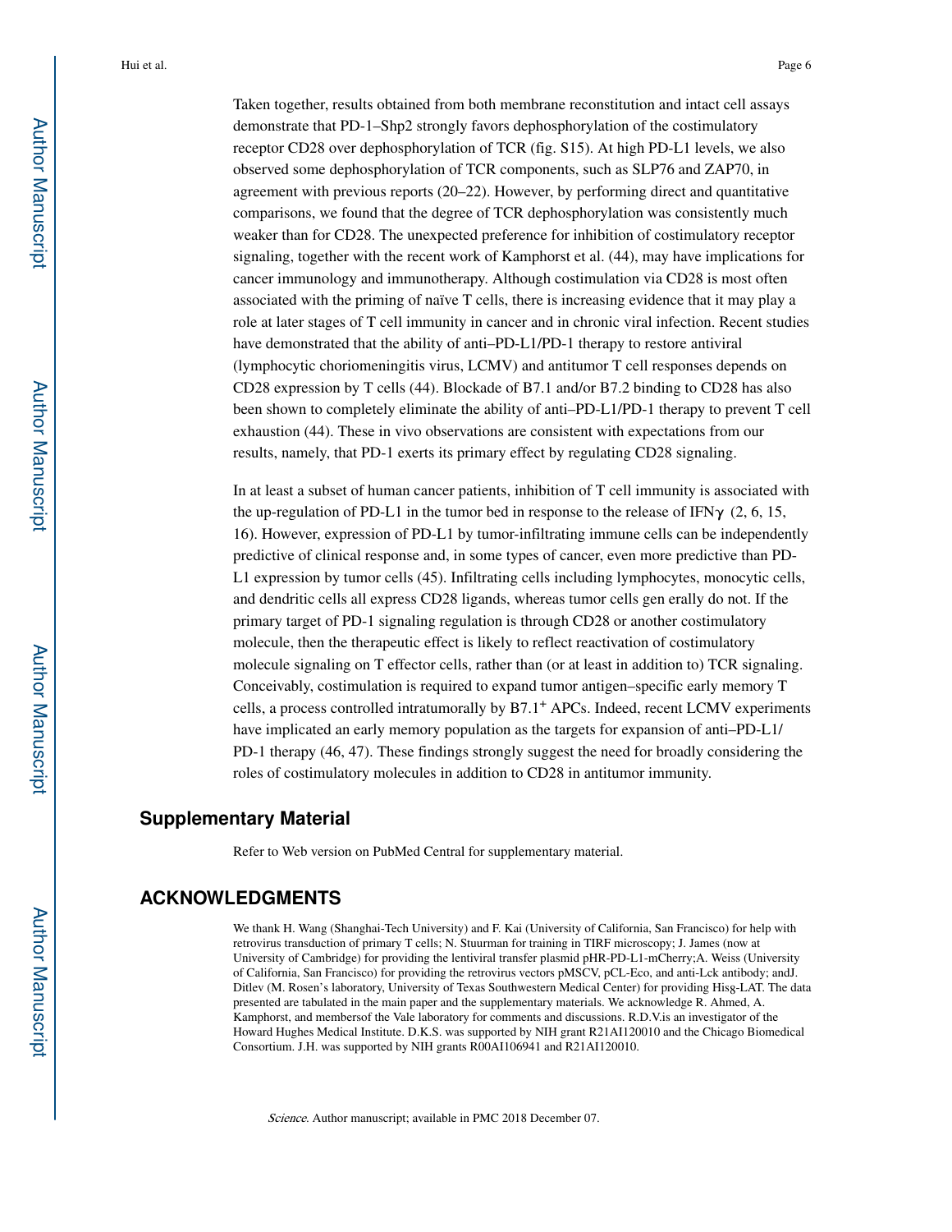Taken together, results obtained from both membrane reconstitution and intact cell assays demonstrate that PD-1–Shp2 strongly favors dephosphorylation of the costimulatory receptor CD28 over dephosphorylation of TCR (fig. S15). At high PD-L1 levels, we also observed some dephosphorylation of TCR components, such as SLP76 and ZAP70, in agreement with previous reports (20–22). However, by performing direct and quantitative comparisons, we found that the degree of TCR dephosphorylation was consistently much weaker than for CD28. The unexpected preference for inhibition of costimulatory receptor signaling, together with the recent work of Kamphorst et al. (44), may have implications for cancer immunology and immunotherapy. Although costimulation via CD28 is most often associated with the priming of naïve T cells, there is increasing evidence that it may play a role at later stages of T cell immunity in cancer and in chronic viral infection. Recent studies have demonstrated that the ability of anti–PD-L1/PD-1 therapy to restore antiviral (lymphocytic choriomeningitis virus, LCMV) and antitumor T cell responses depends on CD28 expression by T cells (44). Blockade of B7.1 and/or B7.2 binding to CD28 has also been shown to completely eliminate the ability of anti–PD-L1/PD-1 therapy to prevent T cell exhaustion (44). These in vivo observations are consistent with expectations from our results, namely, that PD-1 exerts its primary effect by regulating CD28 signaling.

In at least a subset of human cancer patients, inhibition of T cell immunity is associated with the up-regulation of PD-L1 in the tumor bed in response to the release of IFN$\gamma$ (2, 6, 15, 16). However, expression of PD-L1 by tumor-infiltrating immune cells can be independently predictive of clinical response and, in some types of cancer, even more predictive than PD-L1 expression by tumor cells (45). Infiltrating cells including lymphocytes, monocytic cells, and dendritic cells all express CD28 ligands, whereas tumor cells gen erally do not. If the primary target of PD-1 signaling regulation is through CD28 or another costimulatory molecule, then the therapeutic effect is likely to reflect reactivation of costimulatory molecule signaling on T effector cells, rather than (or at least in addition to) TCR signaling. Conceivably, costimulation is required to expand tumor antigen–specific early memory T cells, a process controlled intratumorally by B7.1$^{+}$ APCs. Indeed, recent LCMV experiments have implicated an early memory population as the targets for expansion of anti–PD-L1/PD-1 therapy (46, 47). These findings strongly suggest the need for broadly considering the roles of costimulatory molecules in addition to CD28 in antitumor immunity.

## Supplementary Material

Refer to Web version on PubMed Central for supplementary material.

## ACKNOWLEDGMENTS

We thank H. Wang (Shanghai-Tech University) and F. Kai (University of California, San Francisco) for help with retrovirus transduction of primary T cells; N. Stuurman for training in TIRF microscopy; J. James (now at University of Cambridge) for providing the lentiviral transfer plasmid pHR-PD-L1-mCherry;A. Weiss (University of California, San Francisco) for providing the retrovirus vectors pMSCV, pCL-Eco, and anti-Lck antibody; andJ. Ditlev (M. Rosen's laboratory, University of Texas Southwestern Medical Center) for providing His$_8$-LAT. The data presented are tabulated in the main paper and the supplementary materials. We acknowledge R. Ahmed, A. Kamphorst, and membersof the Vale laboratory for comments and discussions. R.D.V.is an investigator of the Howard Hughes Medical Institute. D.K.S. was supported by NIH grant R21AI120010 and the Chicago Biomedical Consortium. J.H. was supported by NIH grants R00AI106941 and R21AI120010.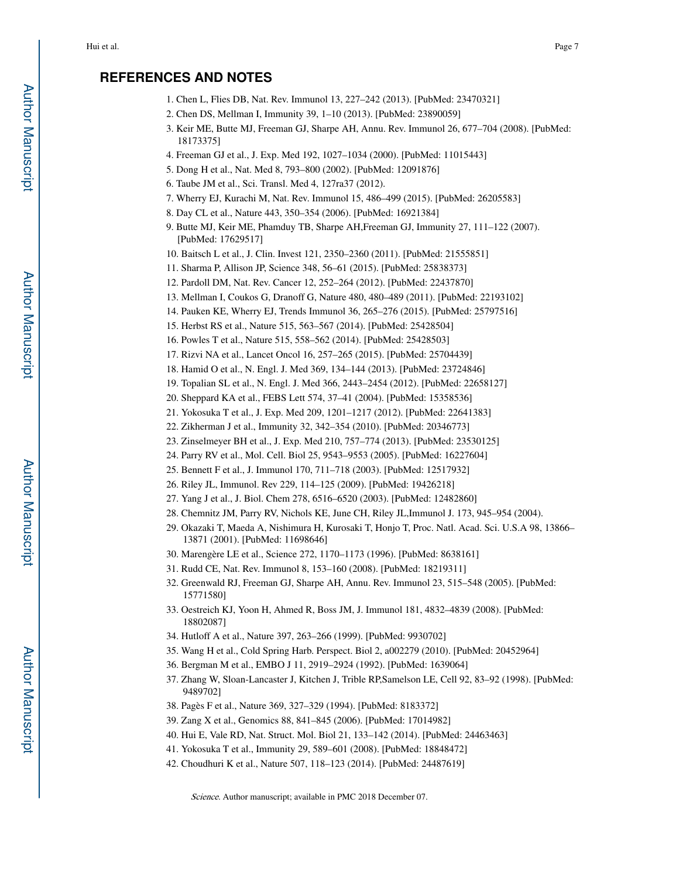## REFERENCES AND NOTES

1. Chen L, Flies DB, Nat. Rev. Immunol 13, 227–242 (2013). [PubMed: 23470321]
2. Chen DS, Mellman I, Immunity 39, 1–10 (2013). [PubMed: 23890059]
3. Keir ME, Butte MJ, Freeman GJ, Sharpe AH, Annu. Rev. Immunol 26, 677–704 (2008). [PubMed: 18173375]
4. Freeman GJ et al., J. Exp. Med 192, 1027–1034 (2000). [PubMed: 11015443]
5. Dong H et al., Nat. Med 8, 793–800 (2002). [PubMed: 12091876]
6. Taube JM et al., Sci. Transl. Med 4, 127ra37 (2012).
7. Wherry EJ, Kurachi M, Nat. Rev. Immunol 15, 486–499 (2015). [PubMed: 26205583]
8. Day CL et al., Nature 443, 350–354 (2006). [PubMed: 16921384]
9. Butte MJ, Keir ME, Phamduy TB, Sharpe AH,Freeman GJ, Immunity 27, 111–122 (2007). [PubMed: 17629517]
10. Baitsch L et al., J. Clin. Invest 121, 2350–2360 (2011). [PubMed: 21555851]
11. Sharma P, Allison JP, Science 348, 56–61 (2015). [PubMed: 25838373]
12. Pardoll DM, Nat. Rev. Cancer 12, 252–264 (2012). [PubMed: 22437870]
13. Mellman I, Coukos G, Dranoff G, Nature 480, 480–489 (2011). [PubMed: 22193102]
14. Pauken KE, Wherry EJ, Trends Immunol 36, 265–276 (2015). [PubMed: 25797516]
15. Herbst RS et al., Nature 515, 563–567 (2014). [PubMed: 25428504]
16. Powles T et al., Nature 515, 558–562 (2014). [PubMed: 25428503]
17. Rizvi NA et al., Lancet Oncol 16, 257–265 (2015). [PubMed: 25704439]
18. Hamid O et al., N. Engl. J. Med 369, 134–144 (2013). [PubMed: 23724846]
19. Topalian SL et al., N. Engl. J. Med 366, 2443–2454 (2012). [PubMed: 22658127]
20. Sheppard KA et al., FEBS Lett 574, 37–41 (2004). [PubMed: 15358536]
21. Yokosuka T et al., J. Exp. Med 209, 1201–1217 (2012). [PubMed: 22641383]
22. Zikherman J et al., Immunity 32, 342–354 (2010). [PubMed: 20346773]
23. Zinselmeyer BH et al., J. Exp. Med 210, 757–774 (2013). [PubMed: 23530125]
24. Parry RV et al., Mol. Cell. Biol 25, 9543–9553 (2005). [PubMed: 16227604]
25. Bennett F et al., J. Immunol 170, 711–718 (2003). [PubMed: 12517932]
26. Riley JL, Immunol. Rev 229, 114–125 (2009). [PubMed: 19426218]
27. Yang J et al., J. Biol. Chem 278, 6516–6520 (2003). [PubMed: 12482860]
28. Chemnitz JM, Parry RV, Nichols KE, June CH, Riley JL,Immunol J. 173, 945–954 (2004).
29. Okazaki T, Maeda A, Nishimura H, Kurosaki T, Honjo T, Proc. Natl. Acad. Sci. U.S.A 98, 13866–13871 (2001). [PubMed: 11698646]
30. Marengère LE et al., Science 272, 1170–1173 (1996). [PubMed: 8638161]
31. Rudd CE, Nat. Rev. Immunol 8, 153–160 (2008). [PubMed: 18219311]
32. Greenwald RJ, Freeman GJ, Sharpe AH, Annu. Rev. Immunol 23, 515–548 (2005). [PubMed: 15771580]
33. Oestreich KJ, Yoon H, Ahmed R, Boss JM, J. Immunol 181, 4832–4839 (2008). [PubMed: 18802087]
34. Hutloff A et al., Nature 397, 263–266 (1999). [PubMed: 9930702]
35. Wang H et al., Cold Spring Harb. Perspect. Biol 2, a002279 (2010). [PubMed: 20452964]
36. Bergman M et al., EMBO J 11, 2919–2924 (1992). [PubMed: 1639064]
37. Zhang W, Sloan-Lancaster J, Kitchen J, Trible RP,Samelson LE, Cell 92, 83–92 (1998). [PubMed: 9489702]
38. Pagès F et al., Nature 369, 327–329 (1994). [PubMed: 8183372]
39. Zang X et al., Genomics 88, 841–845 (2006). [PubMed: 17014982]
40. Hui E, Vale RD, Nat. Struct. Mol. Biol 21, 133–142 (2014). [PubMed: 24463463]
41. Yokosuka T et al., Immunity 29, 589–601 (2008). [PubMed: 18848472]
42. Choudhuri K et al., Nature 507, 118–123 (2014). [PubMed: 24487619]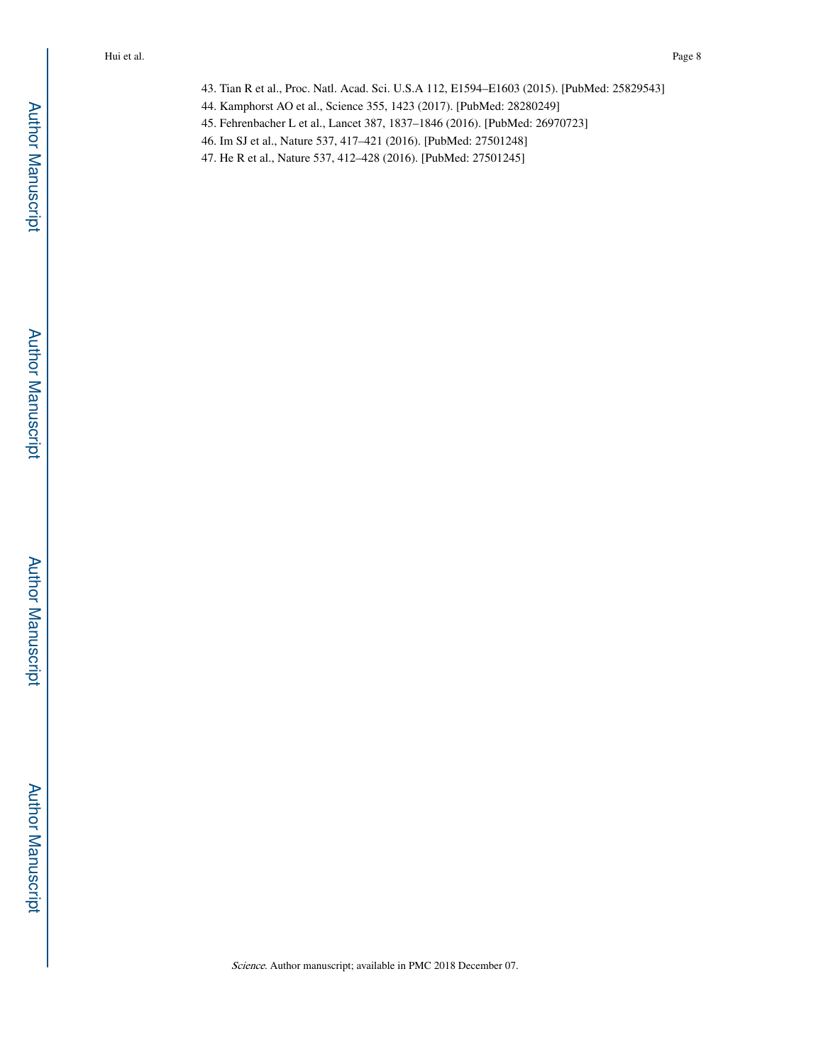43. Tian R et al., Proc. Natl. Acad. Sci. U.S.A 112, E1594–E1603 (2015). [PubMed: 25829543]
44. Kamphorst AO et al., Science 355, 1423 (2017). [PubMed: 28280249]
45. Fehrenbacher L et al., Lancet 387, 1837–1846 (2016). [PubMed: 26970723]
46. Im SJ et al., Nature 537, 417–421 (2016). [PubMed: 27501248]
47. He R et al., Nature 537, 412–428 (2016). [PubMed: 27501245]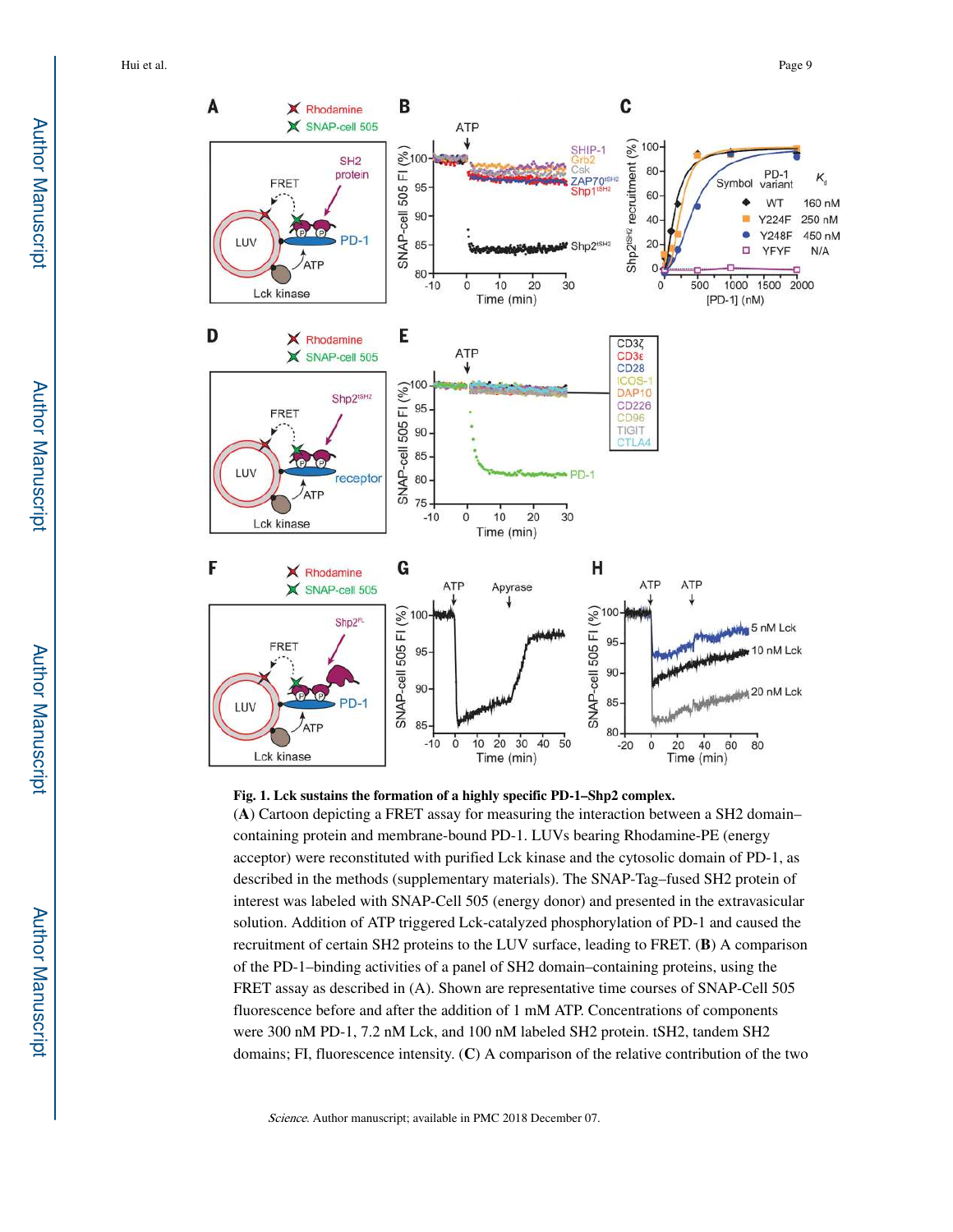**Fig. 1. Lck sustains the formation of a highly specific PD-1–Shp2 complex.**

(**A**) Cartoon depicting a FRET assay for measuring the interaction between a SH2 domain–containing protein and membrane-bound PD-1. LUVs bearing Rhodamine-PE (energy acceptor) were reconstituted with purified Lck kinase and the cytosolic domain of PD-1, as described in the methods (supplementary materials). The SNAP-Tag–fused SH2 protein of interest was labeled with SNAP-Cell 505 (energy donor) and presented in the extravasicular solution. Addition of ATP triggered Lck-catalyzed phosphorylation of PD-1 and caused the recruitment of certain SH2 proteins to the LUV surface, leading to FRET. (**B**) A comparison of the PD-1–binding activities of a panel of SH2 domain–containing proteins, using the FRET assay as described in (A). Shown are representative time courses of SNAP-Cell 505 fluorescence before and after the addition of 1 mM ATP. Concentrations of components were 300 nM PD-1, 7.2 nM Lck, and 100 nM labeled SH2 protein. tSH2, tandem SH2 domains; FI, fluorescence intensity. (**C**) A comparison of the relative contribution of the two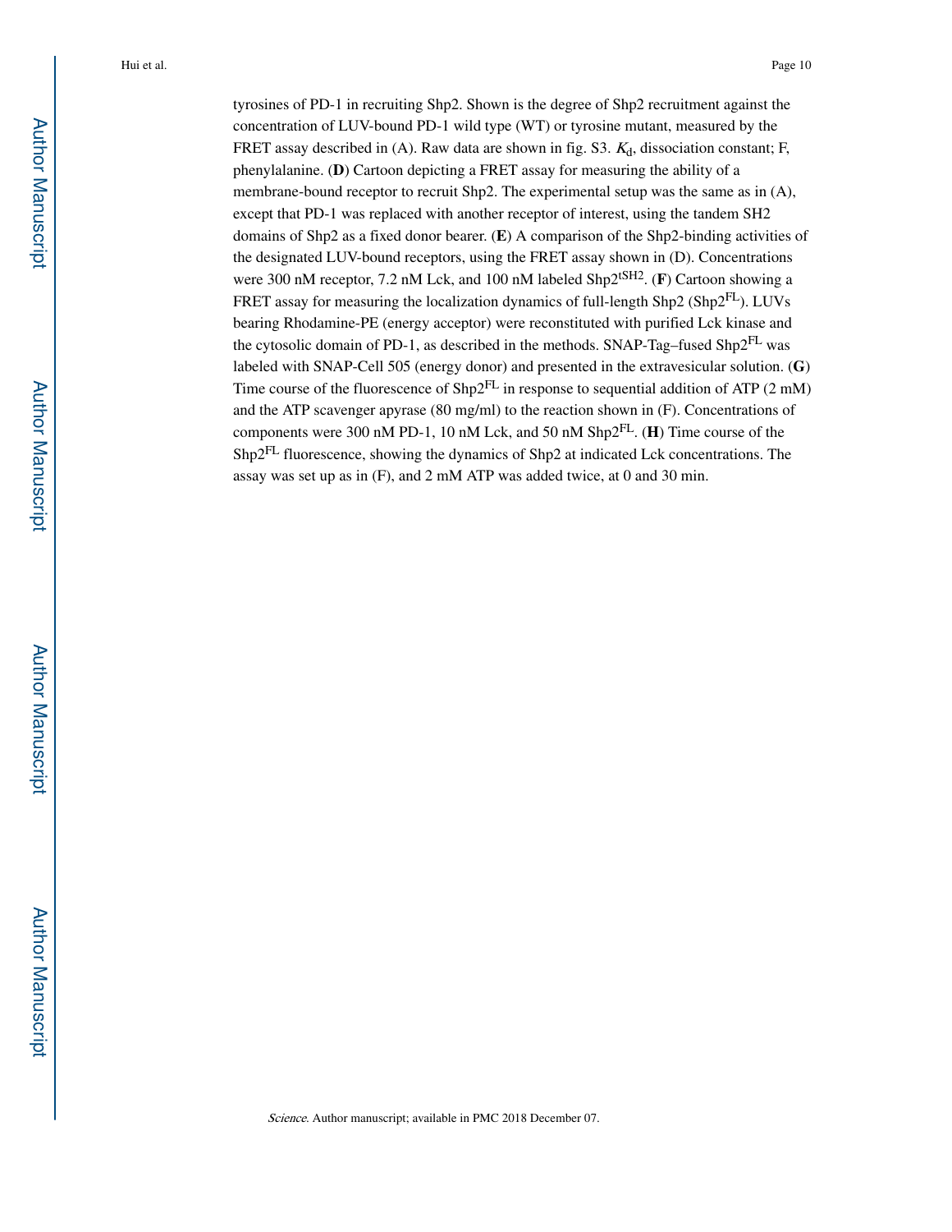tyrosines of PD-1 in recruiting Shp2. Shown is the degree of Shp2 recruitment against the concentration of LUV-bound PD-1 wild type (WT) or tyrosine mutant, measured by the FRET assay described in (A). Raw data are shown in fig. S3. $K_d$, dissociation constant; F, phenylalanine. (**D**) Cartoon depicting a FRET assay for measuring the ability of a membrane-bound receptor to recruit Shp2. The experimental setup was the same as in (A), except that PD-1 was replaced with another receptor of interest, using the tandem SH2 domains of Shp2 as a fixed donor bearer. (**E**) A comparison of the Shp2-binding activities of the designated LUV-bound receptors, using the FRET assay shown in (D). Concentrations were 300 nM receptor, 7.2 nM Lck, and 100 nM labeled $Shp2^{tSH2}$. (**F**) Cartoon showing a FRET assay for measuring the localization dynamics of full-length Shp2 ($Shp2^{FL}$). LUVs bearing Rhodamine-PE (energy acceptor) were reconstituted with purified Lck kinase and the cytosolic domain of PD-1, as described in the methods. SNAP-Tag–fused $Shp2^{FL}$ was labeled with SNAP-Cell 505 (energy donor) and presented in the extravesicular solution. (**G**) Time course of the fluorescence of $Shp2^{FL}$ in response to sequential addition of ATP (2 mM) and the ATP scavenger apyrase (80 mg/ml) to the reaction shown in (F). Concentrations of components were 300 nM PD-1, 10 nM Lck, and 50 nM $Shp2^{FL}$. (**H**) Time course of the $Shp2^{FL}$ fluorescence, showing the dynamics of Shp2 at indicated Lck concentrations. The assay was set up as in (F), and 2 mM ATP was added twice, at 0 and 30 min.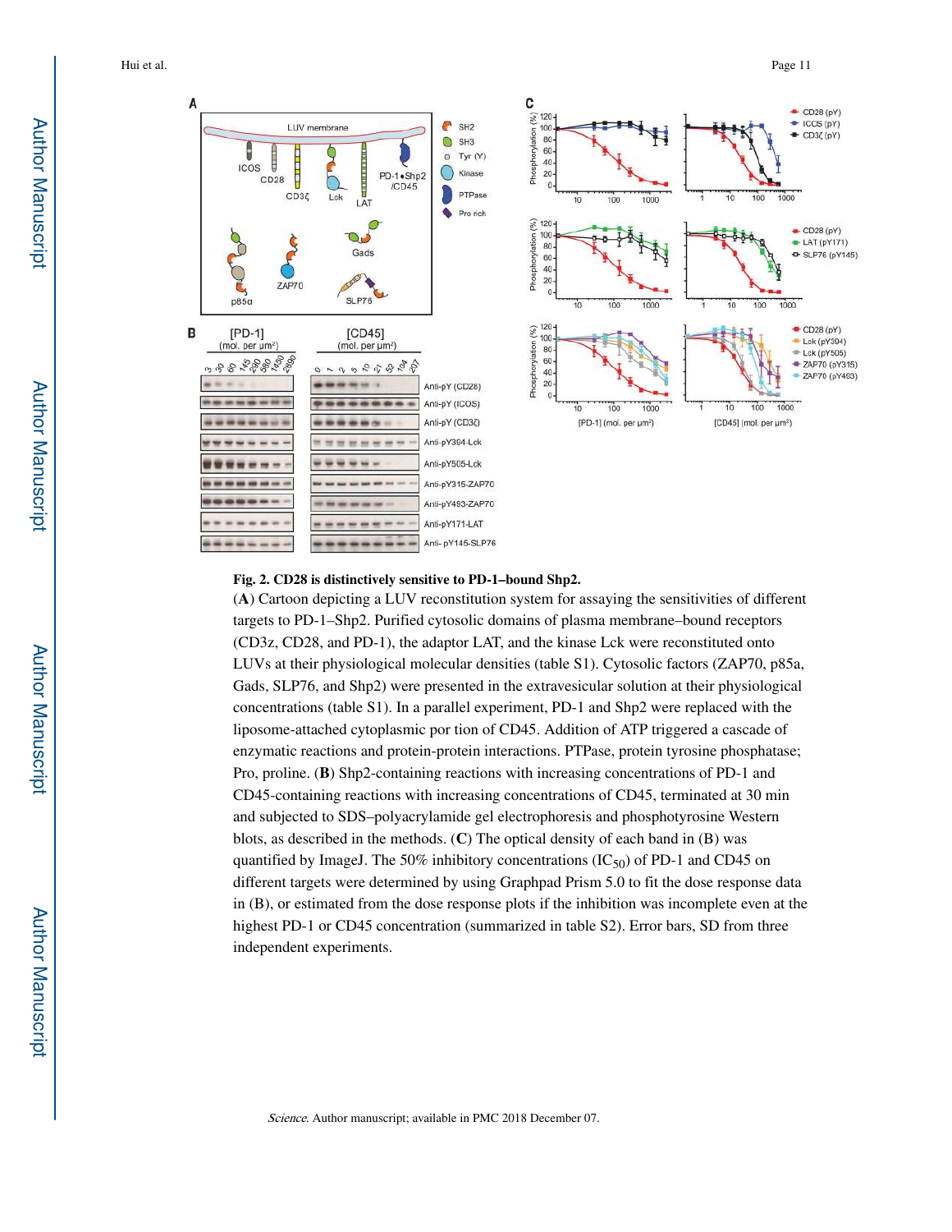**Fig. 2. CD28 is distinctively sensitive to PD-1–bound Shp2.**

(**A**) Cartoon depicting a LUV reconstitution system for assaying the sensitivities of different targets to PD-1–Shp2. Purified cytosolic domains of plasma membrane–bound receptors (CD3z, CD28, and PD-1), the adaptor LAT, and the kinase Lck were reconstituted onto LUVs at their physiological molecular densities (table S1). Cytosolic factors (ZAP70, p85a, Gads, SLP76, and Shp2) were presented in the extravesicular solution at their physiological concentrations (table S1). In a parallel experiment, PD-1 and Shp2 were replaced with the liposome-attached cytoplasmic por tion of CD45. Addition of ATP triggered a cascade of enzymatic reactions and protein-protein interactions. PTPase, protein tyrosine phosphatase; Pro, proline. (**B**) Shp2-containing reactions with increasing concentrations of PD-1 and CD45-containing reactions with increasing concentrations of CD45, terminated at 30 min and subjected to SDS–polyacrylamide gel electrophoresis and phosphotyrosine Western blots, as described in the methods. (**C**) The optical density of each band in (B) was quantified by ImageJ. The 50% inhibitory concentrations ($IC_{50}$) of PD-1 and CD45 on different targets were determined by using Graphpad Prism 5.0 to fit the dose response data in (B), or estimated from the dose response plots if the inhibition was incomplete even at the highest PD-1 or CD45 concentration (summarized in table S2). Error bars, SD from three independent experiments.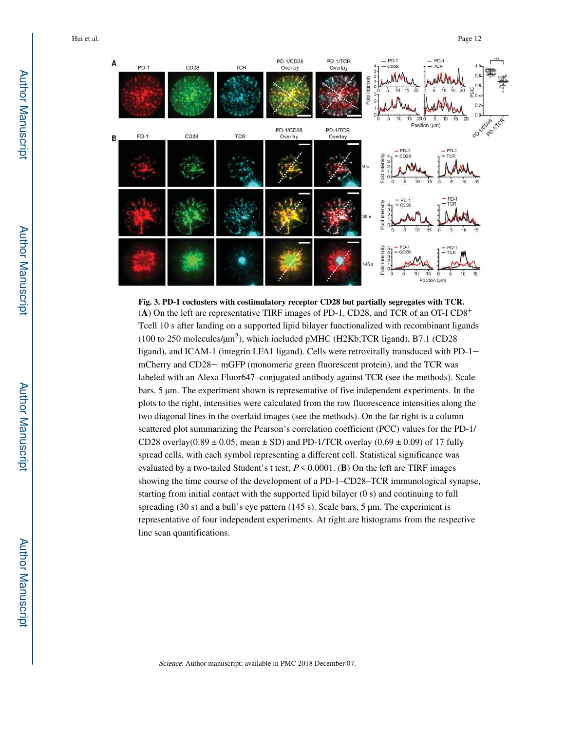**Fig. 3. PD-1 coclusters with costimulatory receptor CD28 but partially segregates with TCR.**

(**A**) On the left are representative TIRF images of PD-1, CD28, and TCR of an OT-I CD8$^+$ Tcell 10 s after landing on a supported lipid bilayer functionalized with recombinant ligands (100 to 250 molecules/μm$^2$), which included pMHC (H2Kb;TCR ligand), B7.1 (CD28 ligand), and ICAM-1 (integrin LFA1 ligand). Cells were retrovirally transduced with PD-1− mCherry and CD28− mGFP (monomeric green fluorescent protein), and the TCR was labeled with an Alexa Fluor647–conjugated antibody against TCR (see the methods). Scale bars, 5 μm. The experiment shown is representative of five independent experiments. In the plots to the right, intensities were calculated from the raw fluorescence intensities along the two diagonal lines in the overlaid images (see the methods). On the far right is a column scattered plot summarizing the Pearson's correlation coefficient (PCC) values for the PD-1/CD28 overlay(0.89 ± 0.05, mean ± SD) and PD-1/TCR overlay (0.69 ± 0.09) of 17 fully spread cells, with each symbol representing a different cell. Statistical significance was evaluated by a two-tailed Student's t test; $P < 0.0001$. (**B**) On the left are TIRF images showing the time course of the development of a PD-1–CD28–TCR immunological synapse, starting from initial contact with the supported lipid bilayer (0 s) and continuing to full spreading (30 s) and a bull's eye pattern (145 s). Scale bars, 5 μm. The experiment is representative of four independent experiments. At right are histograms from the respective line scan quantifications.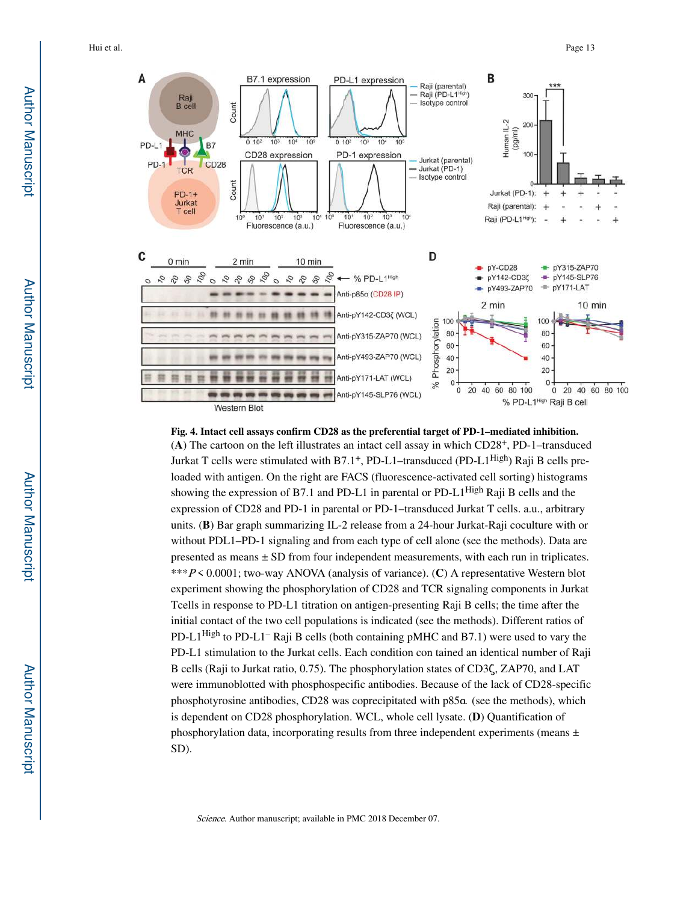A

Raji B cell

MHC

PD-L1

B7

PD-1

TCR

CD28

PD-1+ Jurkat T cell

B7.1 expression

PD-L1 expression

Raji (parental)
Raji (PD-L1High)
Isotype control

Count

0 10² 10³ 10⁴ 10⁵

CD28 expression

PD-1 expression

Jurkat (parental)
Jurkat (PD-1)
Isotype control

10⁰ 10¹ 10² 10³ 10⁴

Fluorescence (a.u.)

B

***

Human IL-2 (pg/ml)

300
200
100
0

Jurkat (PD-1): + + + - -
Raji (parental): + - - + -
Raji (PD-L1High): - + - - +

C

0 min 2 min 10 min

0 10 20 50 100 0 10 20 50 100 0 10 20 50 100 ← % PD-L1High

Anti-p85α (CD28 IP)
Anti-pY142-CD3ζ (WCL)
Anti-pY315-ZAP70 (WCL)
Anti-pY493-ZAP70 (WCL)
Anti-pY171-LAT (WCL)
Anti-pY145-SLP76 (WCL)

Western Blot

D

pY-CD28
pY142-CD3ζ
pY493-ZAP70
pY315-ZAP70
pY145-SLP76
pY171-LAT

2 min

10 min

% Phosphorylation

0 20 40 60 80 100

% PD-L1High Raji B cell

**Fig. 4. Intact cell assays confirm CD28 as the preferential target of PD-1–mediated inhibition.**
(**A**) The cartoon on the left illustrates an intact cell assay in which CD28+, PD-1–transduced Jurkat T cells were stimulated with B7.1+, PD-L1–transduced (PD-L1High) Raji B cells pre-loaded with antigen. On the right are FACS (fluorescence-activated cell sorting) histograms showing the expression of B7.1 and PD-L1 in parental or PD-L1High Raji B cells and the expression of CD28 and PD-1 in parental or PD-1–transduced Jurkat T cells. a.u., arbitrary units. (**B**) Bar graph summarizing IL-2 release from a 24-hour Jurkat-Raji coculture with or without PDL1–PD-1 signaling and from each type of cell alone (see the methods). Data are presented as means ± SD from four independent measurements, with each run in triplicates. ***$P < 0.0001$; two-way ANOVA (analysis of variance). (**C**) A representative Western blot experiment showing the phosphorylation of CD28 and TCR signaling components in Jurkat Tcells in response to PD-L1 titration on antigen-presenting Raji B cells; the time after the initial contact of the two cell populations is indicated (see the methods). Different ratios of PD-L1High to PD-L1− Raji B cells (both containing pMHC and B7.1) were used to vary the PD-L1 stimulation to the Jurkat cells. Each condition con tained an identical number of Raji B cells (Raji to Jurkat ratio, 0.75). The phosphorylation states of CD3ζ, ZAP70, and LAT were immunoblotted with phosphospecific antibodies. Because of the lack of CD28-specific phosphotyrosine antibodies, CD28 was coprecipitated with p85α (see the methods), which is dependent on CD28 phosphorylation. WCL, whole cell lysate. (**D**) Quantification of phosphorylation data, incorporating results from three independent experiments (means ± SD).